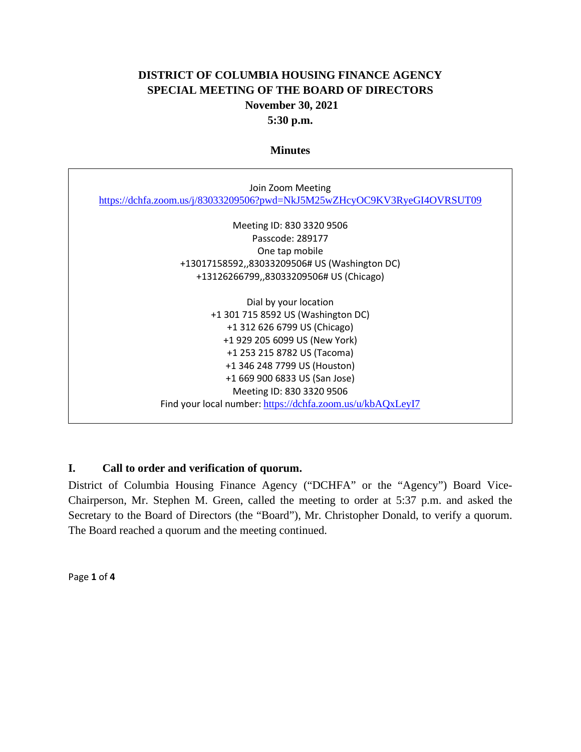# DISTRICT OF COLUMBIA HOUSING FINANCE AGENCY
## SPECIAL MEETING OF THE BOARD OF DIRECTORS
**November 30, 2021**

**5:30 p.m.**

**Minutes**

Join Zoom Meeting
https://dchfa.zoom.us/j/83033209506?pwd=NkJ5M25wZHcyOC9KV3RyeGI4OVRSUT09

Meeting ID: 830 3320 9506
Passcode: 289177
One tap mobile
+13017158592,,83033209506# US (Washington DC)
+13126266799,,83033209506# US (Chicago)

Dial by your location
+1 301 715 8592 US (Washington DC)
+1 312 626 6799 US (Chicago)
+1 929 205 6099 US (New York)
+1 253 215 8782 US (Tacoma)
+1 346 248 7799 US (Houston)
+1 669 900 6833 US (San Jose)
Meeting ID: 830 3320 9506
Find your local number: https://dchfa.zoom.us/u/kbAQxLeyI7

## I. Call to order and verification of quorum.

District of Columbia Housing Finance Agency ("DCHFA" or the "Agency") Board Vice-Chairperson, Mr. Stephen M. Green, called the meeting to order at 5:37 p.m. and asked the Secretary to the Board of Directors (the "Board"), Mr. Christopher Donald, to verify a quorum. The Board reached a quorum and the meeting continued.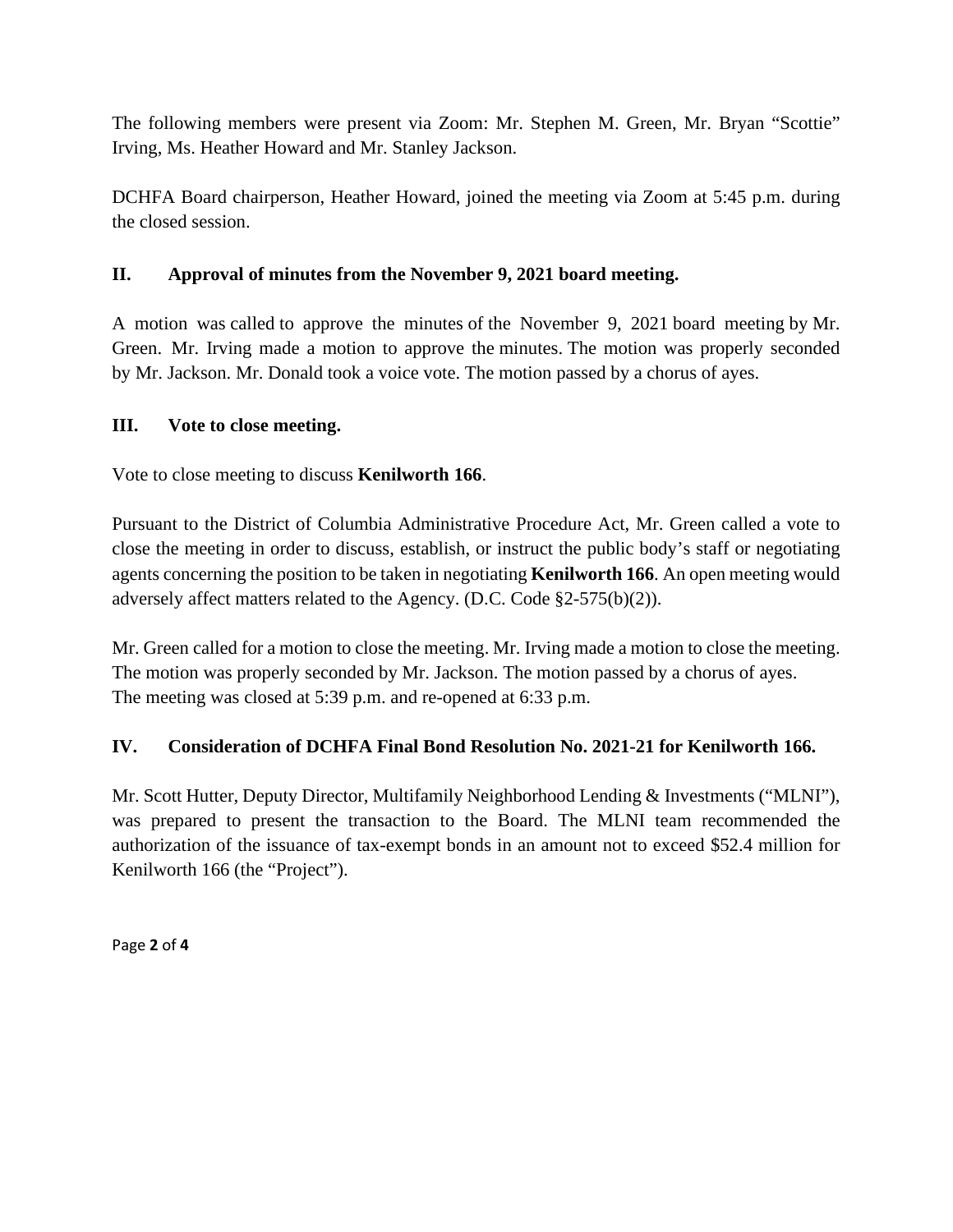The following members were present via Zoom: Mr. Stephen M. Green, Mr. Bryan "Scottie" Irving, Ms. Heather Howard and Mr. Stanley Jackson.

DCHFA Board chairperson, Heather Howard, joined the meeting via Zoom at 5:45 p.m. during the closed session.

## II. Approval of minutes from the November 9, 2021 board meeting.

A motion was called to approve the minutes of the November 9, 2021 board meeting by Mr. Green. Mr. Irving made a motion to approve the minutes. The motion was properly seconded by Mr. Jackson. Mr. Donald took a voice vote. The motion passed by a chorus of ayes.

## III. Vote to close meeting.

Vote to close meeting to discuss **Kenilworth 166**.

Pursuant to the District of Columbia Administrative Procedure Act, Mr. Green called a vote to close the meeting in order to discuss, establish, or instruct the public body's staff or negotiating agents concerning the position to be taken in negotiating **Kenilworth 166**. An open meeting would adversely affect matters related to the Agency. (D.C. Code §2-575(b)(2)).

Mr. Green called for a motion to close the meeting. Mr. Irving made a motion to close the meeting. The motion was properly seconded by Mr. Jackson. The motion passed by a chorus of ayes.
The meeting was closed at 5:39 p.m. and re-opened at 6:33 p.m.

## IV. Consideration of DCHFA Final Bond Resolution No. 2021-21 for Kenilworth 166.

Mr. Scott Hutter, Deputy Director, Multifamily Neighborhood Lending & Investments ("MLNI"), was prepared to present the transaction to the Board. The MLNI team recommended the authorization of the issuance of tax-exempt bonds in an amount not to exceed $52.4 million for Kenilworth 166 (the "Project").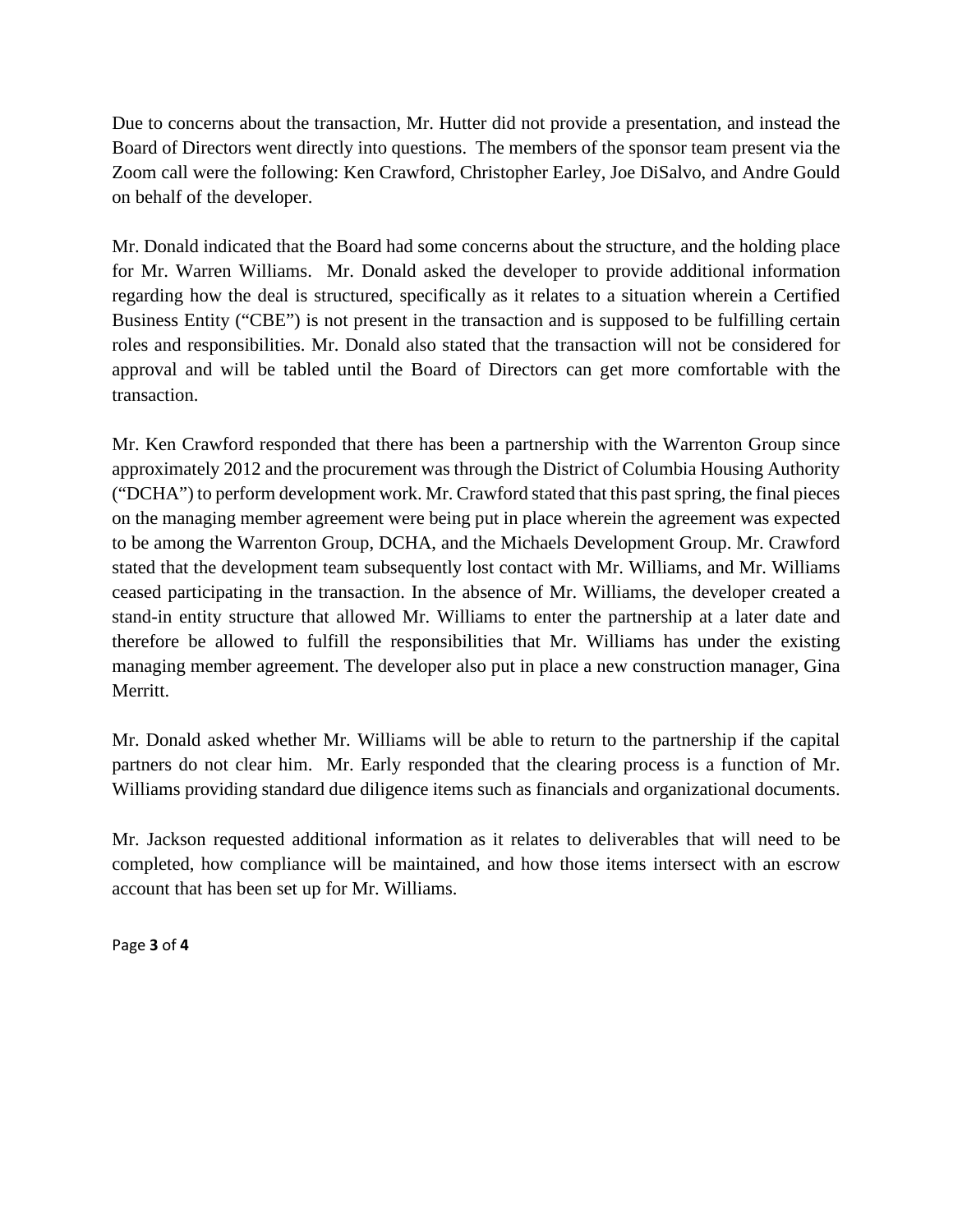Due to concerns about the transaction, Mr. Hutter did not provide a presentation, and instead the Board of Directors went directly into questions. The members of the sponsor team present via the Zoom call were the following: Ken Crawford, Christopher Earley, Joe DiSalvo, and Andre Gould on behalf of the developer.

Mr. Donald indicated that the Board had some concerns about the structure, and the holding place for Mr. Warren Williams. Mr. Donald asked the developer to provide additional information regarding how the deal is structured, specifically as it relates to a situation wherein a Certified Business Entity ("CBE") is not present in the transaction and is supposed to be fulfilling certain roles and responsibilities. Mr. Donald also stated that the transaction will not be considered for approval and will be tabled until the Board of Directors can get more comfortable with the transaction.

Mr. Ken Crawford responded that there has been a partnership with the Warrenton Group since approximately 2012 and the procurement was through the District of Columbia Housing Authority ("DCHA") to perform development work. Mr. Crawford stated that this past spring, the final pieces on the managing member agreement were being put in place wherein the agreement was expected to be among the Warrenton Group, DCHA, and the Michaels Development Group. Mr. Crawford stated that the development team subsequently lost contact with Mr. Williams, and Mr. Williams ceased participating in the transaction. In the absence of Mr. Williams, the developer created a stand-in entity structure that allowed Mr. Williams to enter the partnership at a later date and therefore be allowed to fulfill the responsibilities that Mr. Williams has under the existing managing member agreement. The developer also put in place a new construction manager, Gina Merritt.

Mr. Donald asked whether Mr. Williams will be able to return to the partnership if the capital partners do not clear him. Mr. Early responded that the clearing process is a function of Mr. Williams providing standard due diligence items such as financials and organizational documents.

Mr. Jackson requested additional information as it relates to deliverables that will need to be completed, how compliance will be maintained, and how those items intersect with an escrow account that has been set up for Mr. Williams.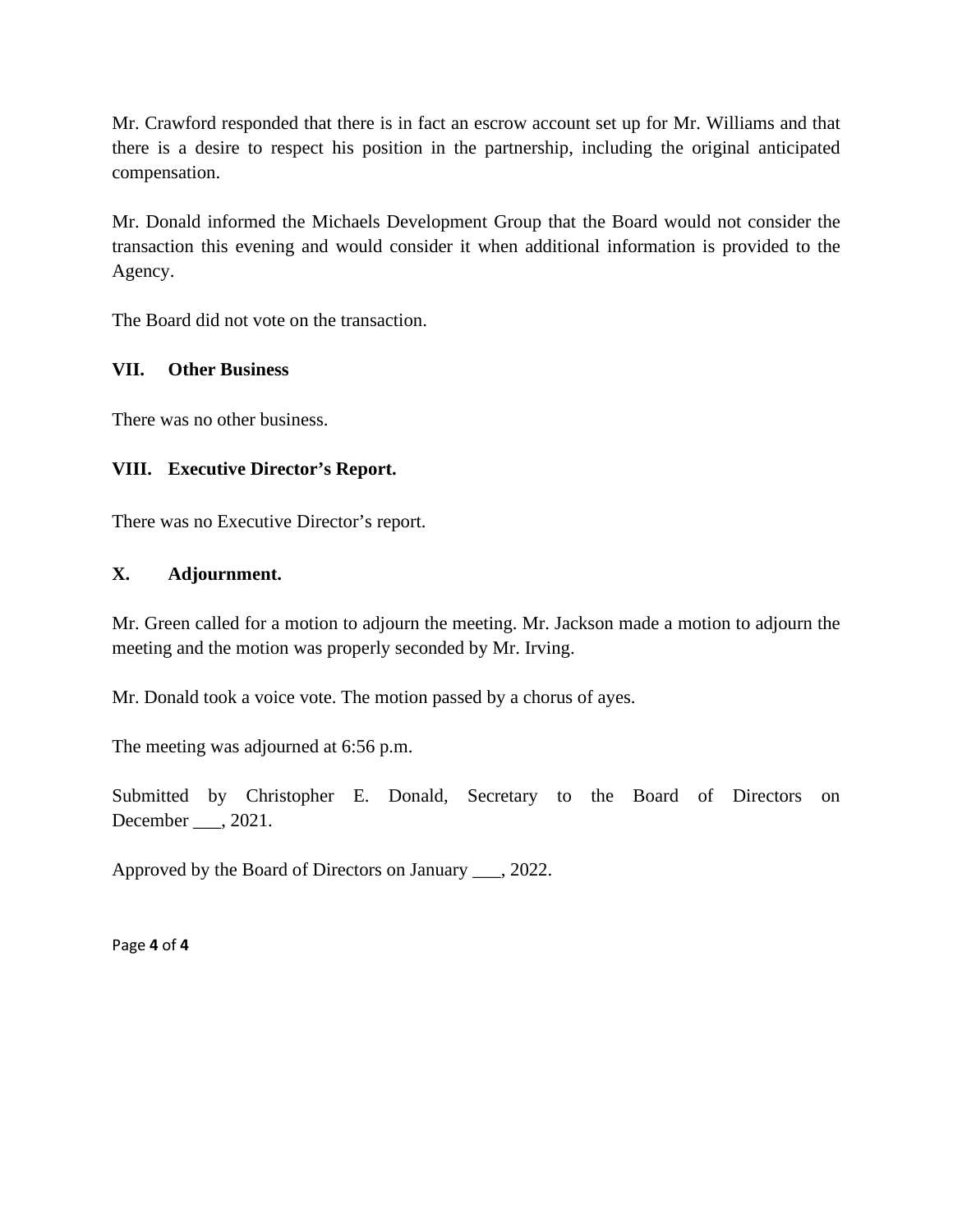Mr. Crawford responded that there is in fact an escrow account set up for Mr. Williams and that there is a desire to respect his position in the partnership, including the original anticipated compensation.

Mr. Donald informed the Michaels Development Group that the Board would not consider the transaction this evening and would consider it when additional information is provided to the Agency.

The Board did not vote on the transaction.

**VII. Other Business**

There was no other business.

**VIII. Executive Director's Report.**

There was no Executive Director's report.

**X. Adjournment.**

Mr. Green called for a motion to adjourn the meeting. Mr. Jackson made a motion to adjourn the meeting and the motion was properly seconded by Mr. Irving.

Mr. Donald took a voice vote. The motion passed by a chorus of ayes.

The meeting was adjourned at 6:56 p.m.

Submitted by Christopher E. Donald, Secretary to the Board of Directors on December ___, 2021.

Approved by the Board of Directors on January ___, 2022.